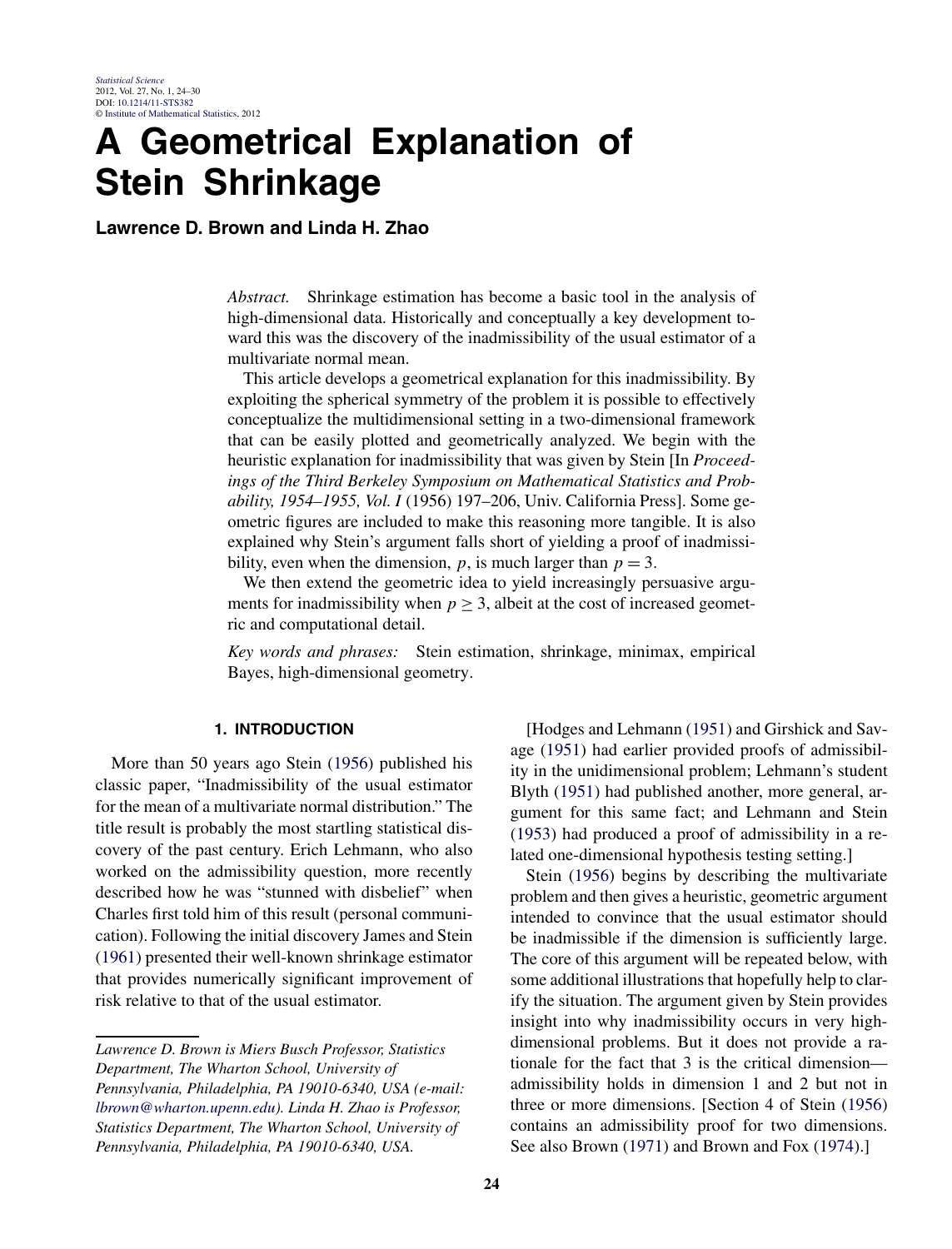# A Geometrical Explanation of Stein Shrinkage

**Lawrence D. Brown and Linda H. Zhao**

*Abstract.* Shrinkage estimation has become a basic tool in the analysis of high-dimensional data. Historically and conceptually a key development toward this was the discovery of the inadmissibility of the usual estimator of a multivariate normal mean.

This article develops a geometrical explanation for this inadmissibility. By exploiting the spherical symmetry of the problem it is possible to effectively conceptualize the multidimensional setting in a two-dimensional framework that can be easily plotted and geometrically analyzed. We begin with the heuristic explanation for inadmissibility that was given by Stein [In *Proceedings of the Third Berkeley Symposium on Mathematical Statistics and Probability, 1954–1955, Vol. I* (1956) 197–206, Univ. California Press]. Some geometric figures are included to make this reasoning more tangible. It is also explained why Stein's argument falls short of yielding a proof of inadmissibility, even when the dimension, $p$, is much larger than $p = 3$.

We then extend the geometric idea to yield increasingly persuasive arguments for inadmissibility when $p \geq 3$, albeit at the cost of increased geometric and computational detail.

*Key words and phrases:* Stein estimation, shrinkage, minimax, empirical Bayes, high-dimensional geometry.

## 1. INTRODUCTION

More than 50 years ago Stein (1956) published his classic paper, "Inadmissibility of the usual estimator for the mean of a multivariate normal distribution." The title result is probably the most startling statistical discovery of the past century. Erich Lehmann, who also worked on the admissibility question, more recently described how he was "stunned with disbelief" when Charles first told him of this result (personal communication). Following the initial discovery James and Stein (1961) presented their well-known shrinkage estimator that provides numerically significant improvement of risk relative to that of the usual estimator.

[Hodges and Lehmann (1951) and Girshick and Savage (1951) had earlier provided proofs of admissibility in the unidimensional problem; Lehmann's student Blyth (1951) had published another, more general, argument for this same fact; and Lehmann and Stein (1953) had produced a proof of admissibility in a related one-dimensional hypothesis testing setting.]

Stein (1956) begins by describing the multivariate problem and then gives a heuristic, geometric argument intended to convince that the usual estimator should be inadmissible if the dimension is sufficiently large. The core of this argument will be repeated below, with some additional illustrations that hopefully help to clarify the situation. The argument given by Stein provides insight into why inadmissibility occurs in very high-dimensional problems. But it does not provide a rationale for the fact that 3 is the critical dimension—admissibility holds in dimension 1 and 2 but not in three or more dimensions. [Section 4 of Stein (1956) contains an admissibility proof for two dimensions. See also Brown (1971) and Brown and Fox (1974).]

*Lawrence D. Brown is Miers Busch Professor, Statistics Department, The Wharton School, University of Pennsylvania, Philadelphia, PA 19010-6340, USA (e-mail: lbrown@wharton.upenn.edu). Linda H. Zhao is Professor, Statistics Department, The Wharton School, University of Pennsylvania, Philadelphia, PA 19010-6340, USA.*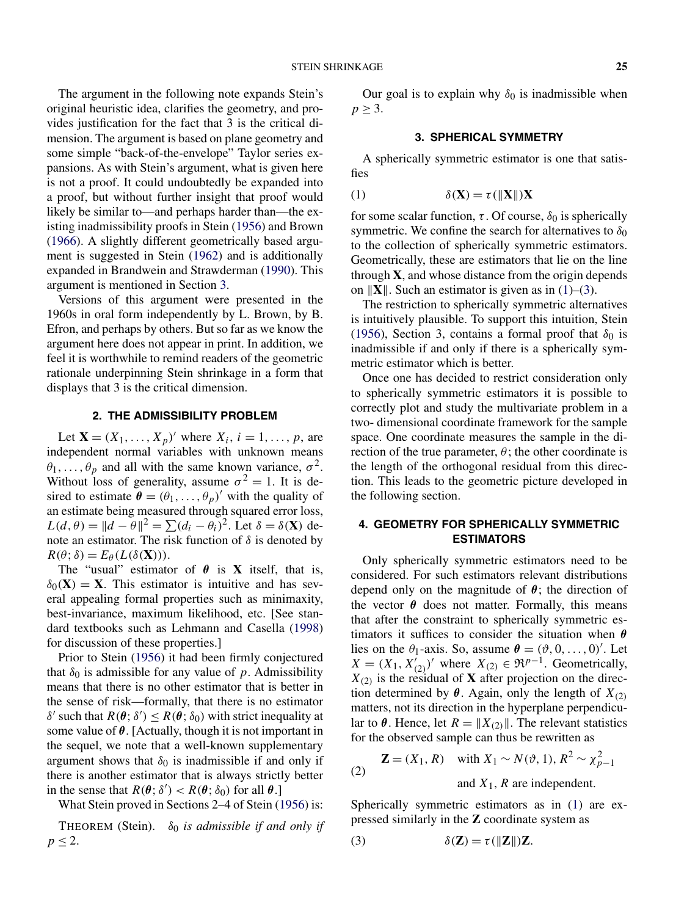The argument in the following note expands Stein's original heuristic idea, clarifies the geometry, and provides justification for the fact that 3 is the critical dimension. The argument is based on plane geometry and some simple "back-of-the-envelope" Taylor series expansions. As with Stein's argument, what is given here is not a proof. It could undoubtedly be expanded into a proof, but without further insight that proof would likely be similar to—and perhaps harder than—the existing inadmissibility proofs in Stein (1956) and Brown (1966). A slightly different geometrically based argument is suggested in Stein (1962) and is additionally expanded in Brandwein and Strawderman (1990). This argument is mentioned in Section 3.

Versions of this argument were presented in the 1960s in oral form independently by L. Brown, by B. Efron, and perhaps by others. But so far as we know the argument here does not appear in print. In addition, we feel it is worthwhile to remind readers of the geometric rationale underpinning Stein shrinkage in a form that displays that 3 is the critical dimension.

## 2. THE ADMISSIBILITY PROBLEM

Let $\mathbf{X} = (X_1, \ldots, X_p)'$ where $X_i$, $i = 1, \ldots, p$, are independent normal variables with unknown means $\theta_1, \ldots, \theta_p$ and all with the same known variance, $\sigma^2$. Without loss of generality, assume $\sigma^2 = 1$. It is desired to estimate $\boldsymbol{\theta} = (\theta_1, \ldots, \theta_p)'$ with the quality of an estimate being measured through squared error loss, $L(d, \theta) = \|d - \theta\|^2 = \sum(d_i - \theta_i)^2$. Let $\delta = \delta(\mathbf{X})$ denote an estimator. The risk function of $\delta$ is denoted by $R(\theta; \delta) = E_\theta(L(\delta(\mathbf{X})))$.

The "usual" estimator of $\boldsymbol{\theta}$ is $\mathbf{X}$ itself, that is, $\delta_0(\mathbf{X}) = \mathbf{X}$. This estimator is intuitive and has several appealing formal properties such as minimaxity, best-invariance, maximum likelihood, etc. [See standard textbooks such as Lehmann and Casella (1998) for discussion of these properties.]

Prior to Stein (1956) it had been firmly conjectured that $\delta_0$ is admissible for any value of $p$. Admissibility means that there is no other estimator that is better in the sense of risk—formally, that there is no estimator $\delta'$ such that $R(\boldsymbol{\theta}; \delta') \le R(\boldsymbol{\theta}; \delta_0)$ with strict inequality at some value of $\boldsymbol{\theta}$. [Actually, though it is not important in the sequel, we note that a well-known supplementary argument shows that $\delta_0$ is inadmissible if and only if there is another estimator that is always strictly better in the sense that $R(\boldsymbol{\theta}; \delta') < R(\boldsymbol{\theta}; \delta_0)$ for all $\boldsymbol{\theta}$.]

What Stein proved in Sections 2–4 of Stein (1956) is:

THEOREM (Stein). *$\delta_0$ is admissible if and only if $p \le 2$.*

Our goal is to explain why $\delta_0$ is inadmissible when $p \ge 3$.

## 3. SPHERICAL SYMMETRY

A spherically symmetric estimator is one that satisfies

$$\delta(\mathbf{X}) = \tau(\|\mathbf{X}\|)\mathbf{X} \tag{1}$$

for some scalar function, $\tau$. Of course, $\delta_0$ is spherically symmetric. We confine the search for alternatives to $\delta_0$ to the collection of spherically symmetric estimators. Geometrically, these are estimators that lie on the line through $\mathbf{X}$, and whose distance from the origin depends on $\|\mathbf{X}\|$. Such an estimator is given as in (1)–(3).

The restriction to spherically symmetric alternatives is intuitively plausible. To support this intuition, Stein (1956), Section 3, contains a formal proof that $\delta_0$ is inadmissible if and only if there is a spherically symmetric estimator which is better.

Once one has decided to restrict consideration only to spherically symmetric estimators it is possible to correctly plot and study the multivariate problem in a two- dimensional coordinate framework for the sample space. One coordinate measures the sample in the direction of the true parameter, $\theta$; the other coordinate is the length of the orthogonal residual from this direction. This leads to the geometric picture developed in the following section.

## 4. GEOMETRY FOR SPHERICALLY SYMMETRIC ESTIMATORS

Only spherically symmetric estimators need to be considered. For such estimators relevant distributions depend only on the magnitude of $\boldsymbol{\theta}$; the direction of the vector $\boldsymbol{\theta}$ does not matter. Formally, this means that after the constraint to spherically symmetric estimators it suffices to consider the situation when $\boldsymbol{\theta}$ lies on the $\theta_1$-axis. So, assume $\boldsymbol{\theta} = (\vartheta, 0, \ldots, 0)'$. Let $X = (X_1, X_{(2)}')'$ where $X_{(2)} \in \Re^{p-1}$. Geometrically, $X_{(2)}$ is the residual of $\mathbf{X}$ after projection on the direction determined by $\boldsymbol{\theta}$. Again, only the length of $X_{(2)}$ matters, not its direction in the hyperplane perpendicular to $\boldsymbol{\theta}$. Hence, let $R = \|X_{(2)}\|$. The relevant statistics for the observed sample can thus be rewritten as

$$\mathbf{Z} = (X_1, R) \quad \text{with } X_1 \sim N(\vartheta, 1),\ R^2 \sim \chi^2_{p-1} \quad \text{and } X_1, R \text{ are independent.} \tag{2}$$

Spherically symmetric estimators as in (1) are expressed similarly in the $\mathbf{Z}$ coordinate system as

$$\delta(\mathbf{Z}) = \tau(\|\mathbf{Z}\|)\mathbf{Z}. \tag{3}$$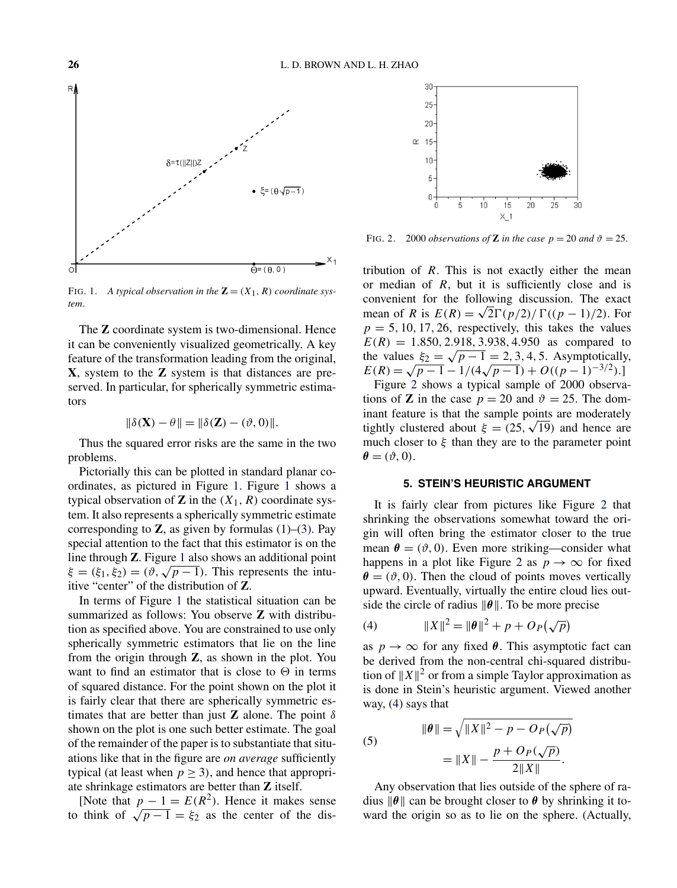FIG. 1. *A typical observation in the* $\mathbf{Z} = (X_1, R)$ *coordinate system.*

The **Z** coordinate system is two-dimensional. Hence it can be conveniently visualized geometrically. A key feature of the transformation leading from the original, **X**, system to the **Z** system is that distances are preserved. In particular, for spherically symmetric estimators

$$\|\delta(\mathbf{X}) - \theta\| = \|\delta(\mathbf{Z}) - (\vartheta, 0)\|.$$

Thus the squared error risks are the same in the two problems.

Pictorially this can be plotted in standard planar coordinates, as pictured in Figure 1. Figure 1 shows a typical observation of **Z** in the $(X_1, R)$ coordinate system. It also represents a spherically symmetric estimate corresponding to **Z**, as given by formulas (1)–(3). Pay special attention to the fact that this estimator is on the line through **Z**. Figure 1 also shows an additional point $\xi = (\xi_1, \xi_2) = (\vartheta, \sqrt{p-1})$. This represents the intuitive "center" of the distribution of **Z**.

In terms of Figure 1 the statistical situation can be summarized as follows: You observe **Z** with distribution as specified above. You are constrained to use only spherically symmetric estimators that lie on the line from the origin through **Z**, as shown in the plot. You want to find an estimator that is close to $\Theta$ in terms of squared distance. For the point shown on the plot it is fairly clear that there are spherically symmetric estimates that are better than just **Z** alone. The point $\delta$ shown on the plot is one such better estimate. The goal of the remainder of the paper is to substantiate that situations like that in the figure are *on average* sufficiently typical (at least when $p \geq 3$), and hence that appropriate shrinkage estimators are better than **Z** itself.

[Note that $p - 1 = E(R^2)$. Hence it makes sense to think of $\sqrt{p-1} = \xi_2$ as the center of the distribution of $R$. This is not exactly either the mean or median of $R$, but it is sufficiently close and is convenient for the following discussion. The exact mean of $R$ is $E(R) = \sqrt{2}\Gamma(p/2)/\Gamma((p-1)/2)$. For $p = 5, 10, 17, 26$, respectively, this takes the values $E(R) = 1.850, 2.918, 3.938, 4.950$ as compared to the values $\xi_2 = \sqrt{p-1} = 2, 3, 4, 5$. Asymptotically, $E(R) = \sqrt{p-1} - 1/(4\sqrt{p-1}) + O((p-1)^{-3/2})$.]

FIG. 2. 2000 *observations of* **Z** *in the case* $p = 20$ *and* $\vartheta = 25$.

Figure 2 shows a typical sample of 2000 observations of **Z** in the case $p = 20$ and $\vartheta = 25$. The dominant feature is that the sample points are moderately tightly clustered about $\xi = (25, \sqrt{19})$ and hence are much closer to $\xi$ than they are to the parameter point $\boldsymbol{\theta} = (\vartheta, 0)$.

## 5. STEIN'S HEURISTIC ARGUMENT

It is fairly clear from pictures like Figure 2 that shrinking the observations somewhat toward the origin will often bring the estimator closer to the true mean $\boldsymbol{\theta} = (\vartheta, 0)$. Even more striking—consider what happens in a plot like Figure 2 as $p \to \infty$ for fixed $\boldsymbol{\theta} = (\vartheta, 0)$. Then the cloud of points moves vertically upward. Eventually, virtually the entire cloud lies outside the circle of radius $\|\boldsymbol{\theta}\|$. To be more precise

$$\|X\|^2 = \|\boldsymbol{\theta}\|^2 + p + O_P(\sqrt{p}) \tag{4}$$

as $p \to \infty$ for any fixed $\boldsymbol{\theta}$. This asymptotic fact can be derived from the non-central chi-squared distribution of $\|X\|^2$ or from a simple Taylor approximation as is done in Stein's heuristic argument. Viewed another way, (4) says that

$$\begin{aligned} \|\boldsymbol{\theta}\| &= \sqrt{\|X\|^2 - p - O_P(\sqrt{p})} \\ &= \|X\| - \frac{p + O_P(\sqrt{p})}{2\|X\|}. \end{aligned} \tag{5}$$

Any observation that lies outside of the sphere of radius $\|\boldsymbol{\theta}\|$ can be brought closer to $\boldsymbol{\theta}$ by shrinking it toward the origin so as to lie on the sphere. (Actually,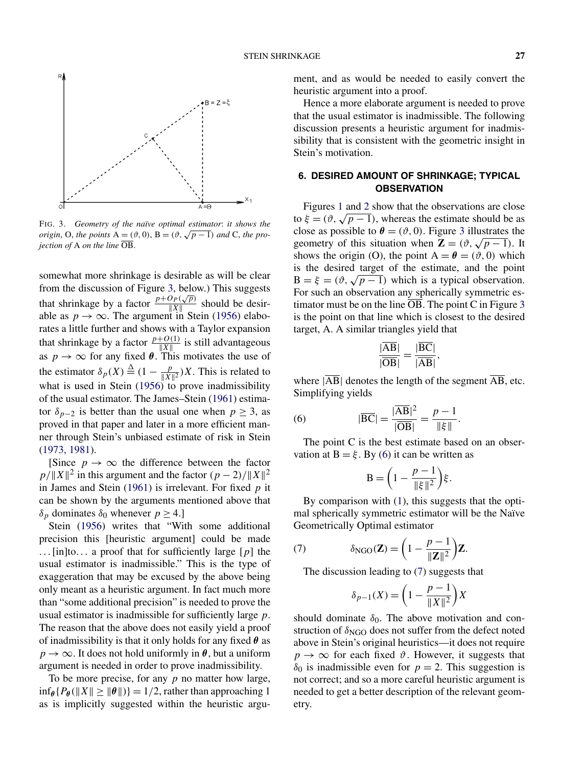FIG. 3. *Geometry of the naïve optimal estimator*: *it shows the origin*, O, *the points* A $= (\vartheta, 0)$, B $= (\vartheta, \sqrt{p-1})$ *and* C, *the projection of* A *on the line* $\overline{\text{OB}}$.

somewhat more shrinkage is desirable as will be clear from the discussion of Figure 3, below.) This suggests that shrinkage by a factor $\frac{p+O_P(\sqrt{p})}{\|X\|}$ should be desirable as $p \to \infty$. The argument in Stein (1956) elaborates a little further and shows with a Taylor expansion that shrinkage by a factor $\frac{p+O(1)}{\|X\|}$ is still advantageous as $p \to \infty$ for any fixed $\boldsymbol{\theta}$. This motivates the use of the estimator $\delta_p(X) \triangleq (1 - \frac{p}{\|X\|^2})X$. This is related to what is used in Stein (1956) to prove inadmissibility of the usual estimator. The James–Stein (1961) estimator $\delta_{p-2}$ is better than the usual one when $p \geq 3$, as proved in that paper and later in a more efficient manner through Stein's unbiased estimate of risk in Stein (1973, 1981).

[Since $p \to \infty$ the difference between the factor $p/\|X\|^2$ in this argument and the factor $(p-2)/\|X\|^2$ in James and Stein (1961) is irrelevant. For fixed $p$ it can be shown by the arguments mentioned above that $\delta_p$ dominates $\delta_0$ whenever $p \geq 4$.]

Stein (1956) writes that "With some additional precision this [heuristic argument] could be made ...[in]to... a proof that for sufficiently large [$p$] the usual estimator is inadmissible." This is the type of exaggeration that may be excused by the above being only meant as a heuristic argument. In fact much more than "some additional precision" is needed to prove the usual estimator is inadmissible for sufficiently large $p$. The reason that the above does not easily yield a proof of inadmissibility is that it only holds for any fixed $\boldsymbol{\theta}$ as $p \to \infty$. It does not hold uniformly in $\boldsymbol{\theta}$, but a uniform argument is needed in order to prove inadmissibility.

To be more precise, for any $p$ no matter how large, $\inf_{\boldsymbol{\theta}}\{P_{\boldsymbol{\theta}}(\|X\| \geq \|\boldsymbol{\theta}\|)\} = 1/2$, rather than approaching 1 as is implicitly suggested within the heuristic argument, and as would be needed to easily convert the heuristic argument into a proof.

Hence a more elaborate argument is needed to prove that the usual estimator is inadmissible. The following discussion presents a heuristic argument for inadmissibility that is consistent with the geometric insight in Stein's motivation.

## 6. DESIRED AMOUNT OF SHRINKAGE; TYPICAL OBSERVATION

Figures 1 and 2 show that the observations are close to $\xi = (\vartheta, \sqrt{p-1})$, whereas the estimate should be as close as possible to $\boldsymbol{\theta} = (\vartheta, 0)$. Figure 3 illustrates the geometry of this situation when $\mathbf{Z} = (\vartheta, \sqrt{p-1})$. It shows the origin (O), the point A $= \boldsymbol{\theta} = (\vartheta, 0)$ which is the desired target of the estimate, and the point B $= \xi = (\vartheta, \sqrt{p-1})$ which is a typical observation. For such an observation any spherically symmetric estimator must be on the line $\overline{\text{OB}}$. The point C in Figure 3 is the point on that line which is closest to the desired target, A. A similar triangles yield that

$$\frac{|\overline{\text{AB}}|}{|\overline{\text{OB}}|} = \frac{|\overline{\text{BC}}|}{|\overline{\text{AB}}|},$$

where $|\overline{\text{AB}}|$ denotes the length of the segment $\overline{\text{AB}}$, etc. Simplifying yields

$$|\overline{\text{BC}}| = \frac{|\overline{\text{AB}}|^2}{|\overline{\text{OB}}|} = \frac{p-1}{\|\xi\|}. \tag{6}$$

The point C is the best estimate based on an observation at B $= \xi$. By (6) it can be written as

$$\text{B} = \left(1 - \frac{p-1}{\|\xi\|^2}\right)\xi.$$

By comparison with (1), this suggests that the optimal spherically symmetric estimator will be the Naïve Geometrically Optimal estimator

$$\delta_{\text{NGO}}(\mathbf{Z}) = \left(1 - \frac{p-1}{\|\mathbf{Z}\|^2}\right)\mathbf{Z}. \tag{7}$$

The discussion leading to (7) suggests that

$$\delta_{p-1}(X) = \left(1 - \frac{p-1}{\|X\|^2}\right)X$$

should dominate $\delta_0$. The above motivation and construction of $\delta_{\text{NGO}}$ does not suffer from the defect noted above in Stein's original heuristics—it does not require $p \to \infty$ for each fixed $\vartheta$. However, it suggests that $\delta_0$ is inadmissible even for $p = 2$. This suggestion is not correct; and so a more careful heuristic argument is needed to get a better description of the relevant geometry.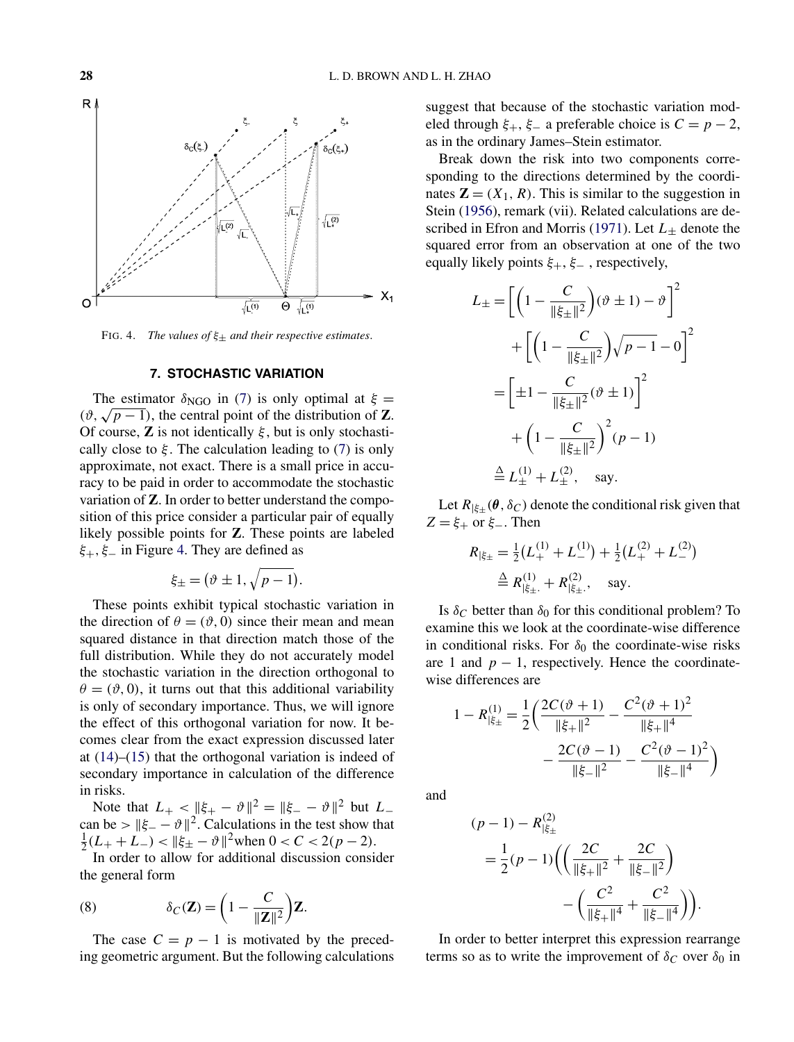FIG. 4. *The values of $\xi_\pm$ and their respective estimates.*

## 7. STOCHASTIC VARIATION

The estimator $\delta_{\mathrm{NGO}}$ in (7) is only optimal at $\xi = (\vartheta, \sqrt{p-1})$, the central point of the distribution of $\mathbf{Z}$. Of course, $\mathbf{Z}$ is not identically $\xi$, but is only stochastically close to $\xi$. The calculation leading to (7) is only approximate, not exact. There is a small price in accuracy to be paid in order to accommodate the stochastic variation of $\mathbf{Z}$. In order to better understand the composition of this price consider a particular pair of equally likely possible points for $\mathbf{Z}$. These points are labeled $\xi_+, \xi_-$ in Figure 4. They are defined as

$$\xi_\pm = (\vartheta \pm 1, \sqrt{p-1}).$$

These points exhibit typical stochastic variation in the direction of $\theta = (\vartheta, 0)$ since their mean and mean squared distance in that direction match those of the full distribution. While they do not accurately model the stochastic variation in the direction orthogonal to $\theta = (\vartheta, 0)$, it turns out that this additional variability is only of secondary importance. Thus, we will ignore the effect of this orthogonal variation for now. It becomes clear from the exact expression discussed later at (14)–(15) that the orthogonal variation is indeed of secondary importance in calculation of the difference in risks.

Note that $L_+ < \|\xi_+ - \vartheta\|^2 = \|\xi_- - \vartheta\|^2$ but $L_-$ can be $> \|\xi_- - \vartheta\|^2$. Calculations in the test show that $\frac{1}{2}(L_+ + L_-) < \|\xi_\pm - \vartheta\|^2$ when $0 < C < 2(p-2)$.

In order to allow for additional discussion consider the general form

$$\delta_C(\mathbf{Z}) = \left(1 - \frac{C}{\|\mathbf{Z}\|^2}\right)\mathbf{Z}. \tag{8}$$

The case $C = p - 1$ is motivated by the preceding geometric argument. But the following calculations suggest that because of the stochastic variation modeled through $\xi_+, \xi_-$ a preferable choice is $C = p - 2$, as in the ordinary James–Stein estimator.

Break down the risk into two components corresponding to the directions determined by the coordinates $\mathbf{Z} = (X_1, R)$. This is similar to the suggestion in Stein (1956), remark (vii). Related calculations are described in Efron and Morris (1971). Let $L_\pm$ denote the squared error from an observation at one of the two equally likely points $\xi_+, \xi_-$, respectively,

$$\begin{aligned}
L_\pm &= \left[\left(1 - \frac{C}{\|\xi_\pm\|^2}\right)(\vartheta \pm 1) - \vartheta\right]^2 \\
&\quad + \left[\left(1 - \frac{C}{\|\xi_\pm\|^2}\right)\sqrt{p-1} - 0\right]^2 \\
&= \left[\pm 1 - \frac{C}{\|\xi_\pm\|^2}(\vartheta \pm 1)\right]^2 \\
&\quad + \left(1 - \frac{C}{\|\xi_\pm\|^2}\right)^2 (p-1) \\
&\triangleq L_\pm^{(1)} + L_\pm^{(2)}, \quad \text{say.}
\end{aligned}$$

Let $R_{|\xi_\pm}(\boldsymbol{\theta}, \delta_C)$ denote the conditional risk given that $Z = \xi_+$ or $\xi_-$. Then

$$\begin{aligned}
R_{|\xi_\pm} &= \tfrac{1}{2}\big(L_+^{(1)} + L_-^{(1)}\big) + \tfrac{1}{2}\big(L_+^{(2)} + L_-^{(2)}\big) \\
&\triangleq R^{(1)}_{|\xi_\pm.} + R^{(2)}_{|\xi_\pm.}, \quad \text{say.}
\end{aligned}$$

Is $\delta_C$ better than $\delta_0$ for this conditional problem? To examine this we look at the coordinate-wise difference in conditional risks. For $\delta_0$ the coordinate-wise risks are 1 and $p-1$, respectively. Hence the coordinate-wise differences are

$$\begin{aligned}
1 - R^{(1)}_{|\xi_\pm} &= \frac{1}{2}\bigg(\frac{2C(\vartheta+1)}{\|\xi_+\|^2} - \frac{C^2(\vartheta+1)^2}{\|\xi_+\|^4} \\
&\qquad - \frac{2C(\vartheta-1)}{\|\xi_-\|^2} - \frac{C^2(\vartheta-1)^2}{\|\xi_-\|^4}\bigg)
\end{aligned}$$

and

$$\begin{aligned}
&(p-1) - R^{(2)}_{|\xi_\pm} \\
&\quad = \frac{1}{2}(p-1)\bigg(\bigg(\frac{2C}{\|\xi_+\|^2} + \frac{2C}{\|\xi_-\|^2}\bigg) \\
&\qquad - \bigg(\frac{C^2}{\|\xi_+\|^4} + \frac{C^2}{\|\xi_-\|^4}\bigg)\bigg).
\end{aligned}$$

In order to better interpret this expression rearrange terms so as to write the improvement of $\delta_C$ over $\delta_0$ in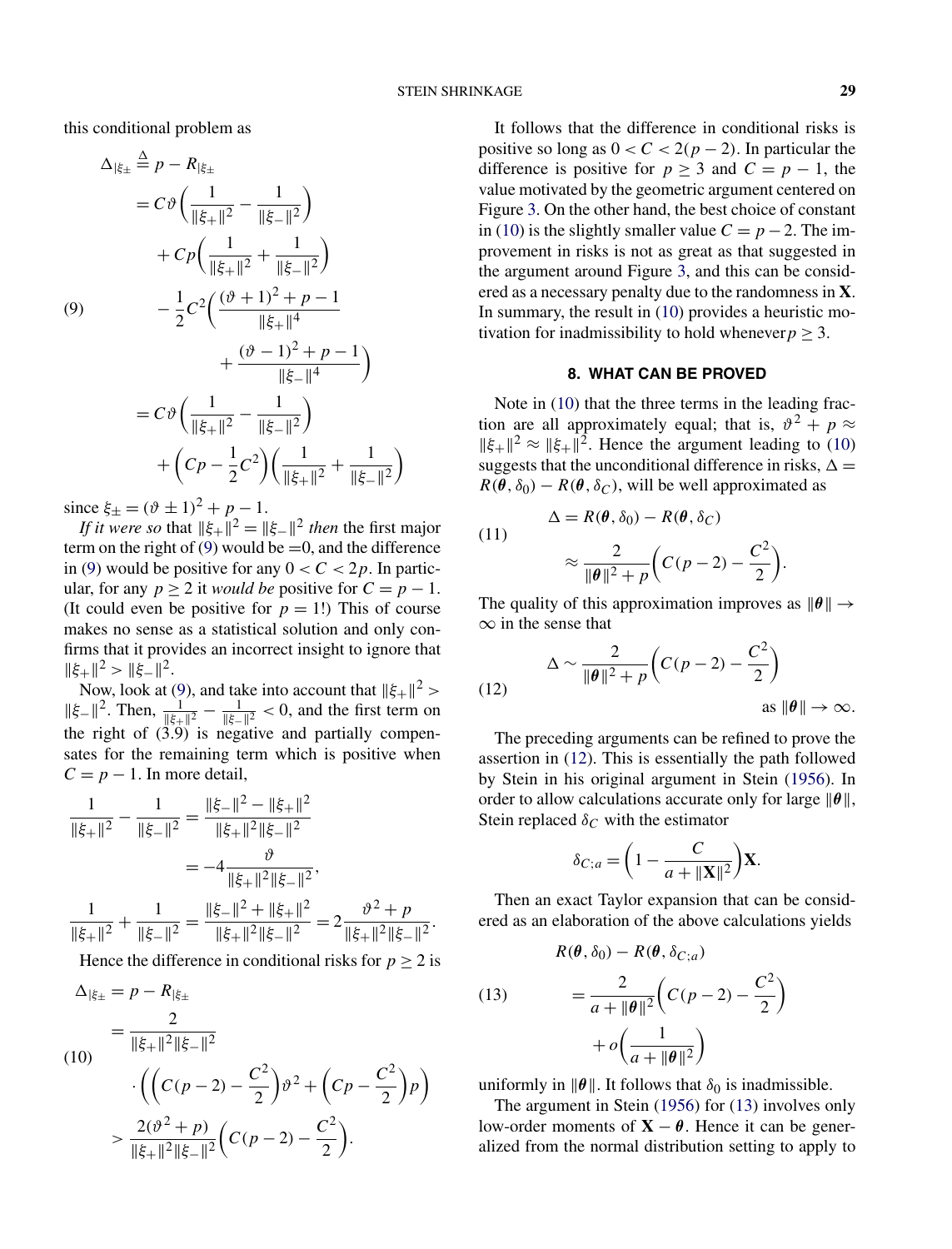this conditional problem as

$$
\begin{aligned}
\Delta_{|\xi_\pm} &\overset{\Delta}{=} p - R_{|\xi_\pm} \\
&= C\vartheta\left(\frac{1}{\|\xi_+\|^2} - \frac{1}{\|\xi_-\|^2}\right) \\
&\quad + Cp\left(\frac{1}{\|\xi_+\|^2} + \frac{1}{\|\xi_-\|^2}\right) \\
&\quad - \frac{1}{2}C^2\left(\frac{(\vartheta+1)^2 + p - 1}{\|\xi_+\|^4} + \frac{(\vartheta-1)^2 + p - 1}{\|\xi_-\|^4}\right) \\
&= C\vartheta\left(\frac{1}{\|\xi_+\|^2} - \frac{1}{\|\xi_-\|^2}\right) \\
&\quad + \left(Cp - \frac{1}{2}C^2\right)\left(\frac{1}{\|\xi_+\|^2} + \frac{1}{\|\xi_-\|^2}\right)
\end{aligned} \tag{9}
$$

since $\xi_\pm = (\vartheta \pm 1)^2 + p - 1$.

*If it were so* that $\|\xi_+\|^2 = \|\xi_-\|^2$ *then* the first major term on the right of (9) would be $=0$, and the difference in (9) would be positive for any $0 < C < 2p$. In particular, for any $p \geq 2$ it *would be* positive for $C = p - 1$. (It could even be positive for $p = 1$!) This of course makes no sense as a statistical solution and only confirms that it provides an incorrect insight to ignore that $\|\xi_+\|^2 > \|\xi_-\|^2$.

Now, look at (9), and take into account that $\|\xi_+\|^2 > \|\xi_-\|^2$. Then, $\frac{1}{\|\xi_+\|^2} - \frac{1}{\|\xi_-\|^2} < 0$, and the first term on the right of (3.9) is negative and partially compensates for the remaining term which is positive when $C = p - 1$. In more detail,

$$
\begin{aligned}
\frac{1}{\|\xi_+\|^2} - \frac{1}{\|\xi_-\|^2} &= \frac{\|\xi_-\|^2 - \|\xi_+\|^2}{\|\xi_+\|^2\|\xi_-\|^2} \\
&= -4\frac{\vartheta}{\|\xi_+\|^2\|\xi_-\|^2},
\end{aligned}
$$

$$
\frac{1}{\|\xi_+\|^2} + \frac{1}{\|\xi_-\|^2} = \frac{\|\xi_-\|^2 + \|\xi_+\|^2}{\|\xi_+\|^2\|\xi_-\|^2} = 2\frac{\vartheta^2 + p}{\|\xi_+\|^2\|\xi_-\|^2}.
$$

Hence the difference in conditional risks for $p \geq 2$ is

$$
\begin{aligned}
\Delta_{|\xi_\pm} &= p - R_{|\xi_\pm} \\
&= \frac{2}{\|\xi_+\|^2\|\xi_-\|^2} \\
&\quad \cdot \left(\left(C(p-2) - \frac{C^2}{2}\right)\vartheta^2 + \left(Cp - \frac{C^2}{2}\right)p\right) \\
&> \frac{2(\vartheta^2 + p)}{\|\xi_+\|^2\|\xi_-\|^2}\left(C(p-2) - \frac{C^2}{2}\right).
\end{aligned} \tag{10}
$$

It follows that the difference in conditional risks is positive so long as $0 < C < 2(p-2)$. In particular the difference is positive for $p \geq 3$ and $C = p - 1$, the value motivated by the geometric argument centered on Figure 3. On the other hand, the best choice of constant in (10) is the slightly smaller value $C = p - 2$. The improvement in risks is not as great as that suggested in the argument around Figure 3, and this can be considered as a necessary penalty due to the randomness in $\mathbf{X}$. In summary, the result in (10) provides a heuristic motivation for inadmissibility to hold whenever $p \geq 3$.

## 8. WHAT CAN BE PROVED

Note in (10) that the three terms in the leading fraction are all approximately equal; that is, $\vartheta^2 + p \approx \|\xi_+\|^2 \approx \|\xi_+\|^2$. Hence the argument leading to (10) suggests that the unconditional difference in risks, $\Delta = R(\boldsymbol{\theta}, \delta_0) - R(\boldsymbol{\theta}, \delta_C)$, will be well approximated as

$$
\begin{aligned}
\Delta &= R(\boldsymbol{\theta}, \delta_0) - R(\boldsymbol{\theta}, \delta_C) \\
&\approx \frac{2}{\|\boldsymbol{\theta}\|^2 + p}\left(C(p-2) - \frac{C^2}{2}\right).
\end{aligned} \tag{11}
$$

The quality of this approximation improves as $\|\boldsymbol{\theta}\| \to \infty$ in the sense that

$$
\Delta \sim \frac{2}{\|\boldsymbol{\theta}\|^2 + p}\left(C(p-2) - \frac{C^2}{2}\right) \quad \text{as } \|\boldsymbol{\theta}\| \to \infty. \tag{12}
$$

The preceding arguments can be refined to prove the assertion in (12). This is essentially the path followed by Stein in his original argument in Stein (1956). In order to allow calculations accurate only for large $\|\boldsymbol{\theta}\|$, Stein replaced $\delta_C$ with the estimator

$$
\delta_{C;a} = \left(1 - \frac{C}{a + \|\mathbf{X}\|^2}\right)\mathbf{X}.
$$

Then an exact Taylor expansion that can be considered as an elaboration of the above calculations yields

$$
\begin{aligned}
&R(\boldsymbol{\theta}, \delta_0) - R(\boldsymbol{\theta}, \delta_{C;a}) \\
&\quad = \frac{2}{a + \|\boldsymbol{\theta}\|^2}\left(C(p-2) - \frac{C^2}{2}\right) \\
&\qquad + o\left(\frac{1}{a + \|\boldsymbol{\theta}\|^2}\right)
\end{aligned} \tag{13}
$$

uniformly in $\|\boldsymbol{\theta}\|$. It follows that $\delta_0$ is inadmissible.

The argument in Stein (1956) for (13) involves only low-order moments of $\mathbf{X} - \boldsymbol{\theta}$. Hence it can be generalized from the normal distribution setting to apply to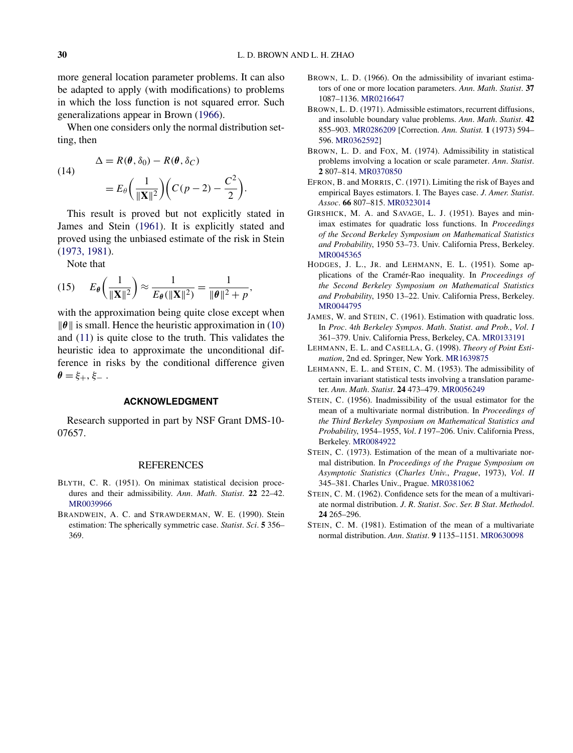more general location parameter problems. It can also be adapted to apply (with modifications) to problems in which the loss function is not squared error. Such generalizations appear in Brown (1966).

When one considers only the normal distribution setting, then

$$
\begin{aligned}
\Delta &= R(\boldsymbol{\theta}, \delta_0) - R(\boldsymbol{\theta}, \delta_C) \\
&= E_\theta\left(\frac{1}{\|\mathbf{X}\|^2}\right)\left(C(p-2) - \frac{C^2}{2}\right).
\end{aligned} \tag{14}
$$

This result is proved but not explicitly stated in James and Stein (1961). It is explicitly stated and proved using the unbiased estimate of the risk in Stein (1973, 1981).

Note that

$$
E_{\boldsymbol{\theta}}\left(\frac{1}{\|\mathbf{X}\|^2}\right) \approx \frac{1}{E_{\boldsymbol{\theta}}(\|\mathbf{X}\|^2)} = \frac{1}{\|\boldsymbol{\theta}\|^2 + p}, \tag{15}
$$

with the approximation being quite close except when $\|\boldsymbol{\theta}\|$ is small. Hence the heuristic approximation in (10) and (11) is quite close to the truth. This validates the heuristic idea to approximate the unconditional difference in risks by the conditional difference given $\boldsymbol{\theta} = \xi_+, \xi_-$ .

## ACKNOWLEDGMENT

Research supported in part by NSF Grant DMS-10-07657.

## REFERENCES

BLYTH, C. R. (1951). On minimax statistical decision procedures and their admissibility. *Ann. Math. Statist.* **22** 22–42. MR0039966

BRANDWEIN, A. C. and STRAWDERMAN, W. E. (1990). Stein estimation: The spherically symmetric case. *Statist. Sci.* **5** 356–369.

BROWN, L. D. (1966). On the admissibility of invariant estimators of one or more location parameters. *Ann. Math. Statist.* **37** 1087–1136. MR0216647

BROWN, L. D. (1971). Admissible estimators, recurrent diffusions, and insoluble boundary value problems. *Ann. Math. Statist.* **42** 855–903. MR0286209 [Correction. *Ann. Statist.* **1** (1973) 594–596. MR0362592]

BROWN, L. D. and FOX, M. (1974). Admissibility in statistical problems involving a location or scale parameter. *Ann. Statist.* **2** 807–814. MR0370850

EFRON, B. and MORRIS, C. (1971). Limiting the risk of Bayes and empirical Bayes estimators. I. The Bayes case. *J. Amer. Statist. Assoc.* **66** 807–815. MR0323014

GIRSHICK, M. A. and SAVAGE, L. J. (1951). Bayes and minimax estimates for quadratic loss functions. In *Proceedings of the Second Berkeley Symposium on Mathematical Statistics and Probability*, 1950 53–73. Univ. California Press, Berkeley. MR0045365

HODGES, J. L., JR. and LEHMANN, E. L. (1951). Some applications of the Cramér-Rao inequality. In *Proceedings of the Second Berkeley Symposium on Mathematical Statistics and Probability*, 1950 13–22. Univ. California Press, Berkeley. MR0044795

JAMES, W. and STEIN, C. (1961). Estimation with quadratic loss. In *Proc. 4th Berkeley Sympos. Math. Statist. and Prob., Vol. I* 361–379. Univ. California Press, Berkeley, CA. MR0133191

LEHMANN, E. L. and CASELLA, G. (1998). *Theory of Point Estimation*, 2nd ed. Springer, New York. MR1639875

LEHMANN, E. L. and STEIN, C. M. (1953). The admissibility of certain invariant statistical tests involving a translation parameter. *Ann. Math. Statist.* **24** 473–479. MR0056249

STEIN, C. (1956). Inadmissibility of the usual estimator for the mean of a multivariate normal distribution. In *Proceedings of the Third Berkeley Symposium on Mathematical Statistics and Probability*, 1954–1955, *Vol. I* 197–206. Univ. California Press, Berkeley. MR0084922

STEIN, C. (1973). Estimation of the mean of a multivariate normal distribution. In *Proceedings of the Prague Symposium on Asymptotic Statistics* (*Charles Univ., Prague*, 1973), *Vol. II* 345–381. Charles Univ., Prague. MR0381062

STEIN, C. M. (1962). Confidence sets for the mean of a multivariate normal distribution. *J. R. Statist. Soc. Ser. B Stat. Methodol.* **24** 265–296.

STEIN, C. M. (1981). Estimation of the mean of a multivariate normal distribution. *Ann. Statist.* **9** 1135–1151. MR0630098